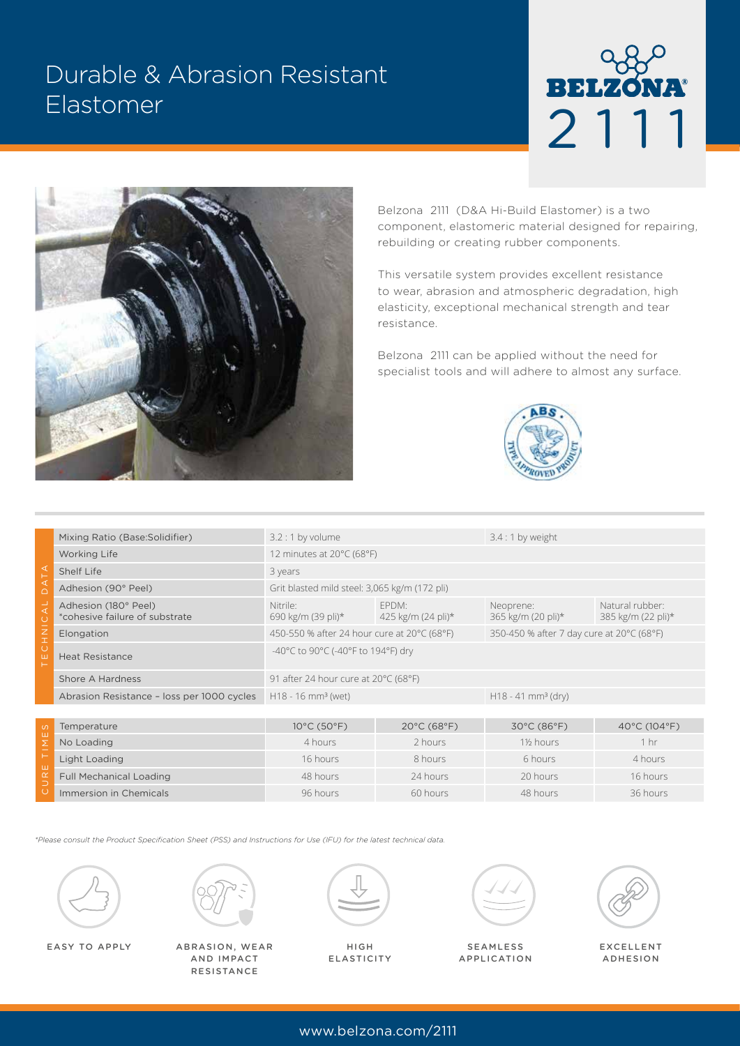# Durable & Abrasion Resistant Elastomer

BELZONA® 2111

Belzona 2111 (D&A Hi-Build Elastomer) is a two component, elastomeric material designed for repairing, rebuilding or creating rubber components.

This versatile system provides excellent resistance to wear, abrasion and atmospheric degradation, high elasticity, exceptional mechanical strength and tear resistance.

Belzona 2111 can be applied without the need for specialist tools and will adhere to almost any surface.

## TECHNICAL DATA

| Property | | | | |
|---|---|---|---|---|
| Mixing Ratio (Base:Solidifier) | 3.2 : 1 by volume | | 3.4 : 1 by weight | |
| Working Life | 12 minutes at 20°C (68°F) | | | |
| Shelf Life | 3 years | | | |
| Adhesion (90° Peel) | Grit blasted mild steel: 3,065 kg/m (172 pli) | | | |
| Adhesion (180° Peel) *cohesive failure of substrate | Nitrile: 690 kg/m (39 pli)* | EPDM: 425 kg/m (24 pli)* | Neoprene: 365 kg/m (20 pli)* | Natural rubber: 385 kg/m (22 pli)* |
| Elongation | 450-550 % after 24 hour cure at 20°C (68°F) | | 350-450 % after 7 day cure at 20°C (68°F) | |
| Heat Resistance | -40°C to 90°C (-40°F to 194°F) dry | | | |
| Shore A Hardness | 91 after 24 hour cure at 20°C (68°F) | | | |
| Abrasion Resistance - loss per 1000 cycles | H18 - 16 mm³ (wet) | | H18 - 41 mm³ (dry) | |

## CURE TIMES

| Temperature | 10°C (50°F) | 20°C (68°F) | 30°C (86°F) | 40°C (104°F) |
|---|---|---|---|---|
| No Loading | 4 hours | 2 hours | 1½ hours | 1 hr |
| Light Loading | 16 hours | 8 hours | 6 hours | 4 hours |
| Full Mechanical Loading | 48 hours | 24 hours | 20 hours | 16 hours |
| Immersion in Chemicals | 96 hours | 60 hours | 48 hours | 36 hours |

*\*Please consult the Product Specification Sheet (PSS) and Instructions for Use (IFU) for the latest technical data.*

EASY TO APPLY

ABRASION, WEAR AND IMPACT RESISTANCE

HIGH ELASTICITY

SEAMLESS APPLICATION

EXCELLENT ADHESION

www.belzona.com/2111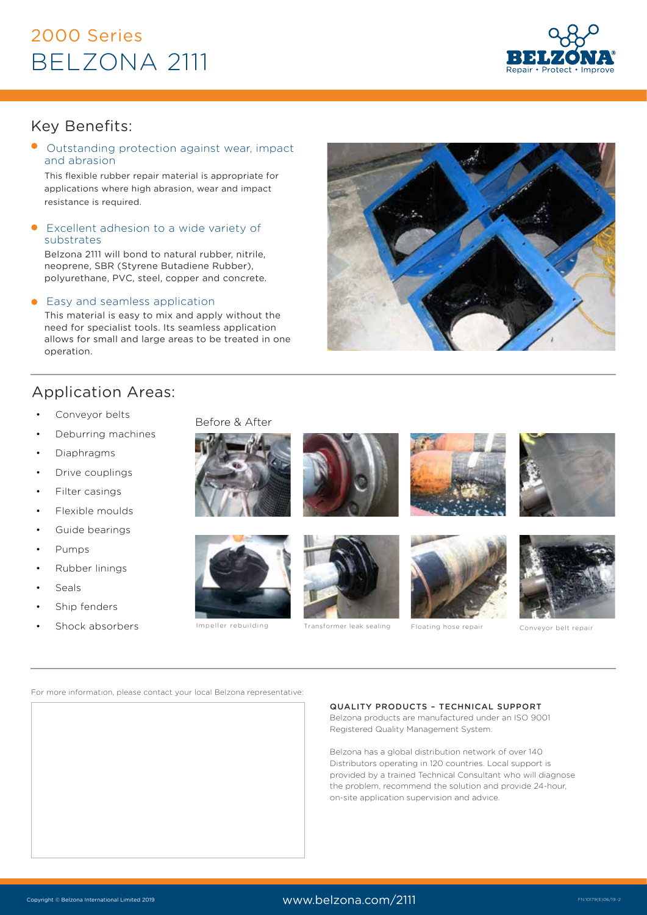# 2000 Series
# BELZONA 2111

## Key Benefits:

- **Outstanding protection against wear, impact and abrasion**

  This flexible rubber repair material is appropriate for applications where high abrasion, wear and impact resistance is required.

- **Excellent adhesion to a wide variety of substrates**

  Belzona 2111 will bond to natural rubber, nitrile, neoprene, SBR (Styrene Butadiene Rubber), polyurethane, PVC, steel, copper and concrete.

- **Easy and seamless application**

  This material is easy to mix and apply without the need for specialist tools. Its seamless application allows for small and large areas to be treated in one operation.

## Application Areas:

- Conveyor belts
- Deburring machines
- Diaphragms
- Drive couplings
- Filter casings
- Flexible moulds
- Guide bearings
- Pumps
- Rubber linings
- Seals
- Ship fenders
- Shock absorbers

Before & After

Impeller rebuilding

Transformer leak sealing

Floating hose repair

Conveyor belt repair

For more information, please contact your local Belzona representative:

**QUALITY PRODUCTS – TECHNICAL SUPPORT**

Belzona products are manufactured under an ISO 9001 Registered Quality Management System.

Belzona has a global distribution network of over 140 Distributors operating in 120 countries. Local support is provided by a trained Technical Consultant who will diagnose the problem, recommend the solution and provide 24-hour, on-site application supervision and advice.

Copyright © Belzona International Limited 2019

www.belzona.com/2111

FN10179(E)06/19-2